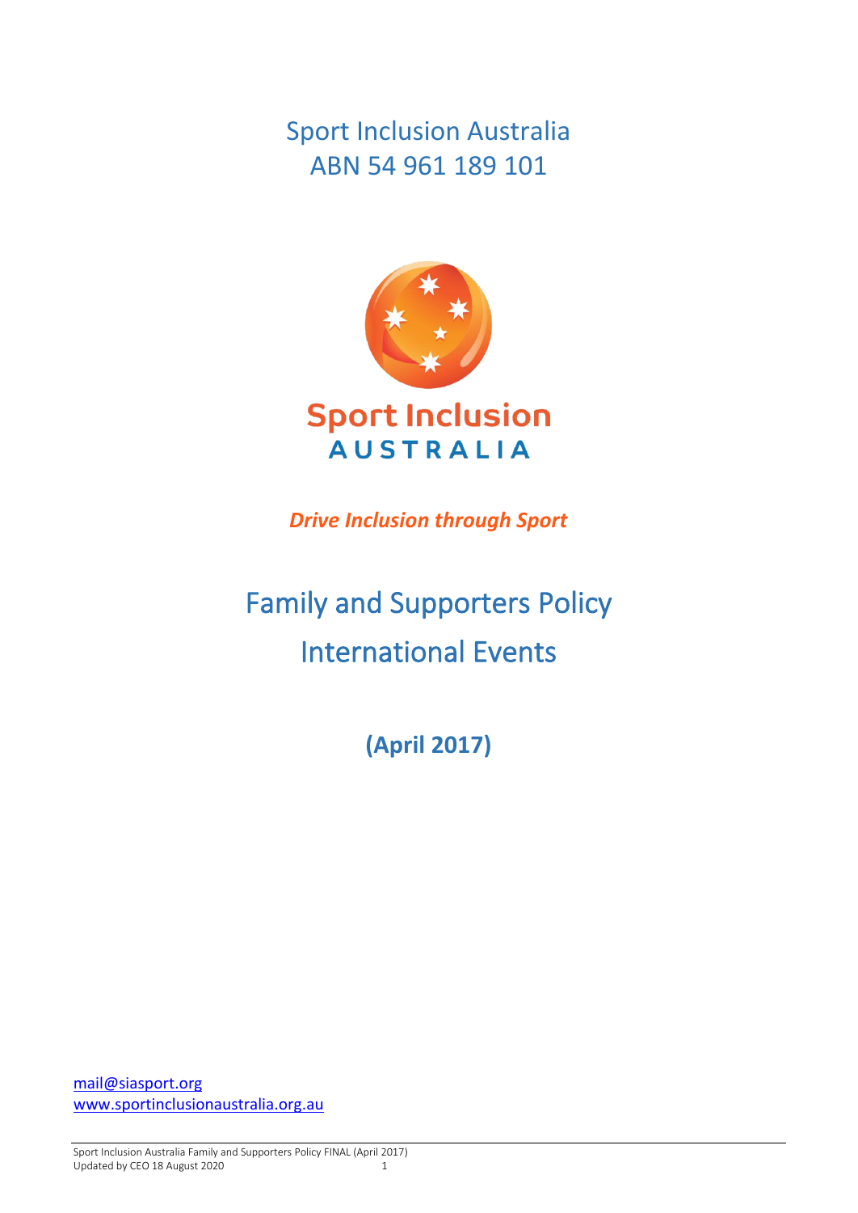Sport Inclusion Australia
ABN 54 961 189 101

Sport Inclusion
AUSTRALIA

***Drive Inclusion through Sport***

# Family and Supporters Policy
# International Events

**(April 2017)**

mail@siasport.org
www.sportinclusionaustralia.org.au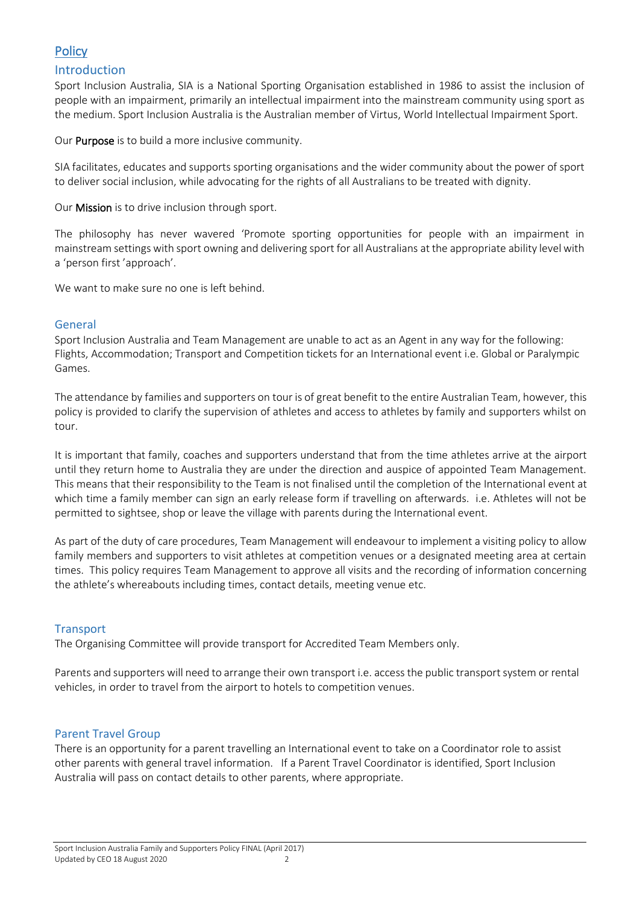## Policy

### Introduction

Sport Inclusion Australia, SIA is a National Sporting Organisation established in 1986 to assist the inclusion of people with an impairment, primarily an intellectual impairment into the mainstream community using sport as the medium. Sport Inclusion Australia is the Australian member of Virtus, World Intellectual Impairment Sport.

Our **Purpose** is to build a more inclusive community.

SIA facilitates, educates and supports sporting organisations and the wider community about the power of sport to deliver social inclusion, while advocating for the rights of all Australians to be treated with dignity.

Our **Mission** is to drive inclusion through sport.

The philosophy has never wavered 'Promote sporting opportunities for people with an impairment in mainstream settings with sport owning and delivering sport for all Australians at the appropriate ability level with a 'person first 'approach'.

We want to make sure no one is left behind.

### General

Sport Inclusion Australia and Team Management are unable to act as an Agent in any way for the following: Flights, Accommodation; Transport and Competition tickets for an International event i.e. Global or Paralympic Games.

The attendance by families and supporters on tour is of great benefit to the entire Australian Team, however, this policy is provided to clarify the supervision of athletes and access to athletes by family and supporters whilst on tour.

It is important that family, coaches and supporters understand that from the time athletes arrive at the airport until they return home to Australia they are under the direction and auspice of appointed Team Management. This means that their responsibility to the Team is not finalised until the completion of the International event at which time a family member can sign an early release form if travelling on afterwards. i.e. Athletes will not be permitted to sightsee, shop or leave the village with parents during the International event.

As part of the duty of care procedures, Team Management will endeavour to implement a visiting policy to allow family members and supporters to visit athletes at competition venues or a designated meeting area at certain times. This policy requires Team Management to approve all visits and the recording of information concerning the athlete's whereabouts including times, contact details, meeting venue etc.

### Transport

The Organising Committee will provide transport for Accredited Team Members only.

Parents and supporters will need to arrange their own transport i.e. access the public transport system or rental vehicles, in order to travel from the airport to hotels to competition venues.

### Parent Travel Group

There is an opportunity for a parent travelling an International event to take on a Coordinator role to assist other parents with general travel information. If a Parent Travel Coordinator is identified, Sport Inclusion Australia will pass on contact details to other parents, where appropriate.